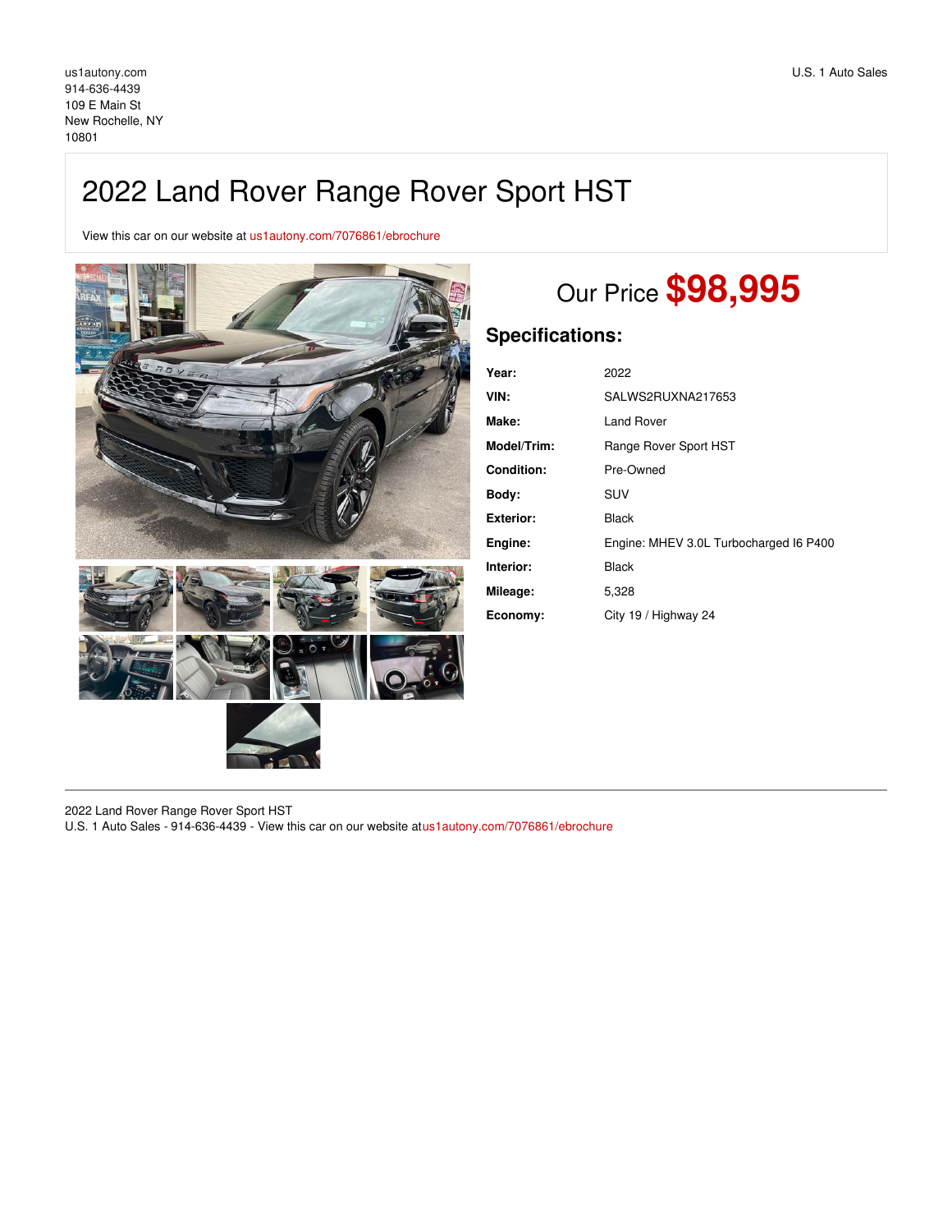us1autony.com
914-636-4439
109 E Main St
New Rochelle, NY
10801

U.S. 1 Auto Sales

# 2022 Land Rover Range Rover Sport HST

View this car on our website at us1autony.com/7076861/ebrochure

## Our Price **$98,995**

### Specifications:

| | |
|---|---|
| **Year:** | 2022 |
| **VIN:** | SALWS2RUXNA217653 |
| **Make:** | Land Rover |
| **Model/Trim:** | Range Rover Sport HST |
| **Condition:** | Pre-Owned |
| **Body:** | SUV |
| **Exterior:** | Black |
| **Engine:** | Engine: MHEV 3.0L Turbocharged I6 P400 |
| **Interior:** | Black |
| **Mileage:** | 5,328 |
| **Economy:** | City 19 / Highway 24 |

---

2022 Land Rover Range Rover Sport HST
U.S. 1 Auto Sales - 914-636-4439 - View this car on our website at us1autony.com/7076861/ebrochure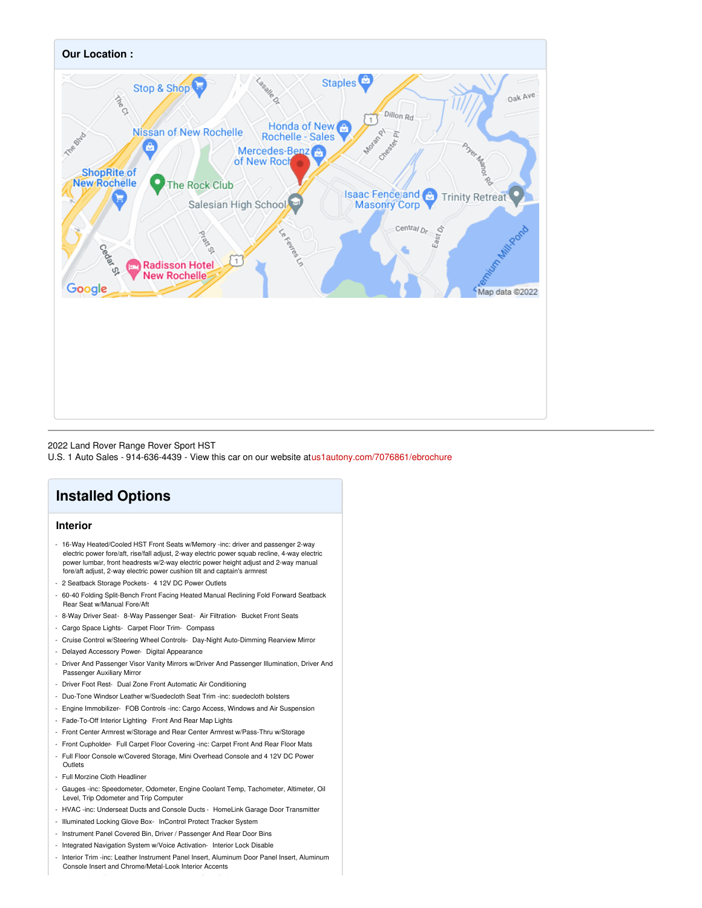## Our Location :

2022 Land Rover Range Rover Sport HST
U.S. 1 Auto Sales - 914-636-4439 - View this car on our website atus1autony.com/7076861/ebrochure

## Installed Options

### Interior

- 16-Way Heated/Cooled HST Front Seats w/Memory -inc: driver and passenger 2-way electric power fore/aft, rise/fall adjust, 2-way electric power squab recline, 4-way electric power lumbar, front headrests w/2-way electric power height adjust and 2-way manual fore/aft adjust, 2-way electric power cushion tilt and captain's armrest
- 2 Seatback Storage Pockets- 4 12V DC Power Outlets
- 60-40 Folding Split-Bench Front Facing Heated Manual Reclining Fold Forward Seatback Rear Seat w/Manual Fore/Aft
- 8-Way Driver Seat- 8-Way Passenger Seat- Air Filtration- Bucket Front Seats
- Cargo Space Lights- Carpet Floor Trim- Compass
- Cruise Control w/Steering Wheel Controls- Day-Night Auto-Dimming Rearview Mirror
- Delayed Accessory Power- Digital Appearance
- Driver And Passenger Visor Vanity Mirrors w/Driver And Passenger Illumination, Driver And Passenger Auxiliary Mirror
- Driver Foot Rest- Dual Zone Front Automatic Air Conditioning
- Duo-Tone Windsor Leather w/Suedecloth Seat Trim -inc: suedecloth bolsters
- Engine Immobilizer- FOB Controls -inc: Cargo Access, Windows and Air Suspension
- Fade-To-Off Interior Lighting- Front And Rear Map Lights
- Front Center Armrest w/Storage and Rear Center Armrest w/Pass-Thru w/Storage
- Front Cupholder- Full Carpet Floor Covering -inc: Carpet Front And Rear Floor Mats
- Full Floor Console w/Covered Storage, Mini Overhead Console and 4 12V DC Power Outlets
- Full Morzine Cloth Headliner
- Gauges -inc: Speedometer, Odometer, Engine Coolant Temp, Tachometer, Altimeter, Oil Level, Trip Odometer and Trip Computer
- HVAC -inc: Underseat Ducts and Console Ducts - HomeLink Garage Door Transmitter
- Illuminated Locking Glove Box- InControl Protect Tracker System
- Instrument Panel Covered Bin, Driver / Passenger And Rear Door Bins
- Integrated Navigation System w/Voice Activation- Interior Lock Disable
- Interior Trim -inc: Leather Instrument Panel Insert, Aluminum Door Panel Insert, Aluminum Console Insert and Chrome/Metal-Look Interior Accents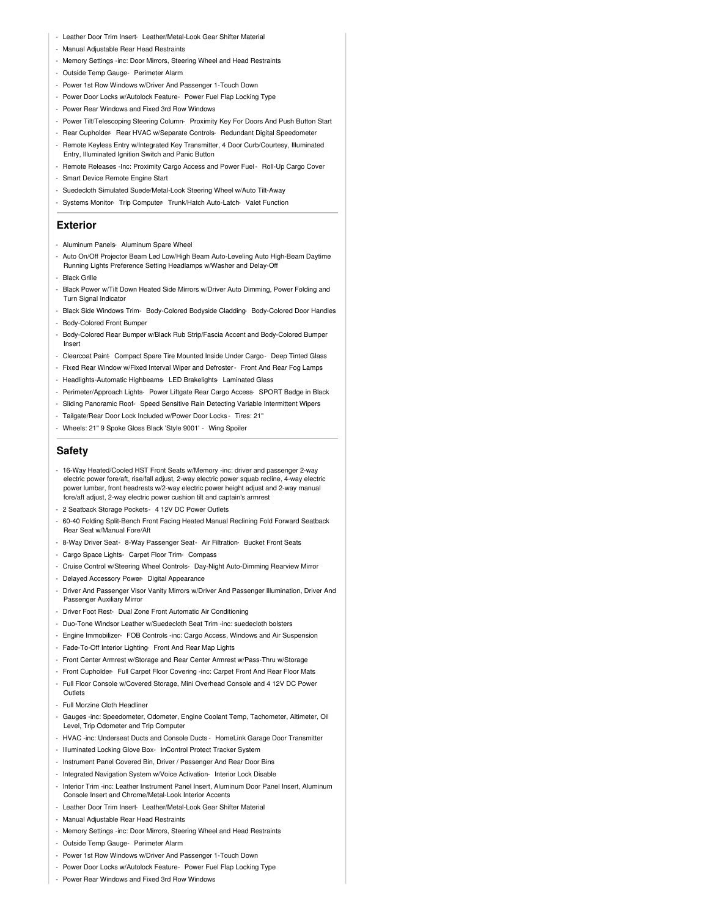- Leather Door Trim Insert- Leather/Metal-Look Gear Shifter Material
- Manual Adjustable Rear Head Restraints
- Memory Settings -inc: Door Mirrors, Steering Wheel and Head Restraints
- Outside Temp Gauge- Perimeter Alarm
- Power 1st Row Windows w/Driver And Passenger 1-Touch Down
- Power Door Locks w/Autolock Feature- Power Fuel Flap Locking Type
- Power Rear Windows and Fixed 3rd Row Windows
- Power Tilt/Telescoping Steering Column- Proximity Key For Doors And Push Button Start
- Rear Cupholder- Rear HVAC w/Separate Controls- Redundant Digital Speedometer
- Remote Keyless Entry w/Integrated Key Transmitter, 4 Door Curb/Courtesy, Illuminated Entry, Illuminated Ignition Switch and Panic Button
- Remote Releases -Inc: Proximity Cargo Access and Power Fuel - Roll-Up Cargo Cover
- Smart Device Remote Engine Start
- Suedecloth Simulated Suede/Metal-Look Steering Wheel w/Auto Tilt-Away
- Systems Monitor- Trip Computer- Trunk/Hatch Auto-Latch- Valet Function

## Exterior

- Aluminum Panels- Aluminum Spare Wheel
- Auto On/Off Projector Beam Led Low/High Beam Auto-Leveling Auto High-Beam Daytime Running Lights Preference Setting Headlamps w/Washer and Delay-Off
- Black Grille
- Black Power w/Tilt Down Heated Side Mirrors w/Driver Auto Dimming, Power Folding and Turn Signal Indicator
- Black Side Windows Trim- Body-Colored Bodyside Cladding- Body-Colored Door Handles
- Body-Colored Front Bumper
- Body-Colored Rear Bumper w/Black Rub Strip/Fascia Accent and Body-Colored Bumper Insert
- Clearcoat Paint- Compact Spare Tire Mounted Inside Under Cargo- Deep Tinted Glass
- Fixed Rear Window w/Fixed Interval Wiper and Defroster - Front And Rear Fog Lamps
- Headlights-Automatic Highbeams- LED Brakelights- Laminated Glass
- Perimeter/Approach Lights- Power Liftgate Rear Cargo Access- SPORT Badge in Black
- Sliding Panoramic Roof- Speed Sensitive Rain Detecting Variable Intermittent Wipers
- Tailgate/Rear Door Lock Included w/Power Door Locks - Tires: 21"
- Wheels: 21" 9 Spoke Gloss Black 'Style 9001' - Wing Spoiler

## Safety

- 16-Way Heated/Cooled HST Front Seats w/Memory -inc: driver and passenger 2-way electric power fore/aft, rise/fall adjust, 2-way electric power squab recline, 4-way electric power lumbar, front headrests w/2-way electric power height adjust and 2-way manual fore/aft adjust, 2-way electric power cushion tilt and captain's armrest
- 2 Seatback Storage Pockets- 4 12V DC Power Outlets
- 60-40 Folding Split-Bench Front Facing Heated Manual Reclining Fold Forward Seatback Rear Seat w/Manual Fore/Aft
- 8-Way Driver Seat- 8-Way Passenger Seat- Air Filtration- Bucket Front Seats
- Cargo Space Lights- Carpet Floor Trim- Compass
- Cruise Control w/Steering Wheel Controls- Day-Night Auto-Dimming Rearview Mirror
- Delayed Accessory Power- Digital Appearance
- Driver And Passenger Visor Vanity Mirrors w/Driver And Passenger Illumination, Driver And Passenger Auxiliary Mirror
- Driver Foot Rest- Dual Zone Front Automatic Air Conditioning
- Duo-Tone Windsor Leather w/Suedecloth Seat Trim -inc: suedecloth bolsters
- Engine Immobilizer- FOB Controls -inc: Cargo Access, Windows and Air Suspension
- Fade-To-Off Interior Lighting- Front And Rear Map Lights
- Front Center Armrest w/Storage and Rear Center Armrest w/Pass-Thru w/Storage
- Front Cupholder- Full Carpet Floor Covering -inc: Carpet Front And Rear Floor Mats
- Full Floor Console w/Covered Storage, Mini Overhead Console and 4 12V DC Power Outlets
- Full Morzine Cloth Headliner
- Gauges -inc: Speedometer, Odometer, Engine Coolant Temp, Tachometer, Altimeter, Oil Level, Trip Odometer and Trip Computer
- HVAC -inc: Underseat Ducts and Console Ducts - HomeLink Garage Door Transmitter
- Illuminated Locking Glove Box- InControl Protect Tracker System
- Instrument Panel Covered Bin, Driver / Passenger And Rear Door Bins
- Integrated Navigation System w/Voice Activation- Interior Lock Disable
- Interior Trim -inc: Leather Instrument Panel Insert, Aluminum Door Panel Insert, Aluminum Console Insert and Chrome/Metal-Look Interior Accents
- Leather Door Trim Insert- Leather/Metal-Look Gear Shifter Material
- Manual Adjustable Rear Head Restraints
- Memory Settings -inc: Door Mirrors, Steering Wheel and Head Restraints
- Outside Temp Gauge- Perimeter Alarm
- Power 1st Row Windows w/Driver And Passenger 1-Touch Down
- Power Door Locks w/Autolock Feature- Power Fuel Flap Locking Type
- Power Rear Windows and Fixed 3rd Row Windows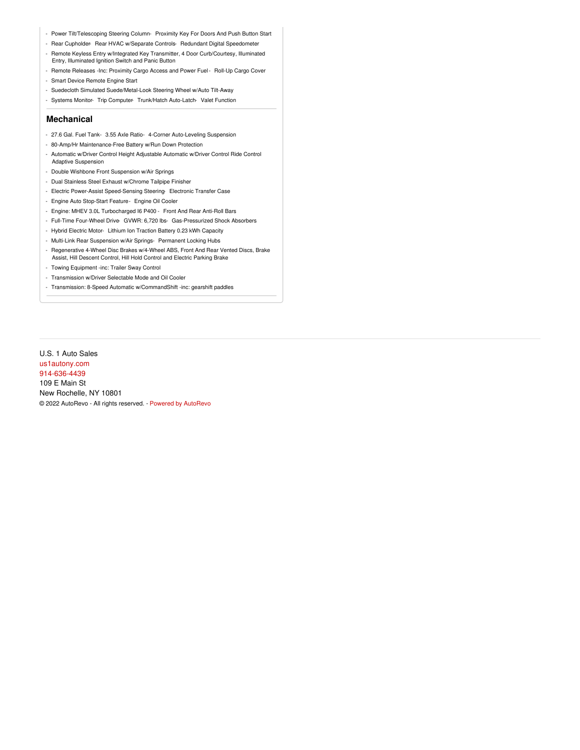- Power Tilt/Telescoping Steering Column- Proximity Key For Doors And Push Button Start
- Rear Cupholder- Rear HVAC w/Separate Controls- Redundant Digital Speedometer
- Remote Keyless Entry w/Integrated Key Transmitter, 4 Door Curb/Courtesy, Illuminated Entry, Illuminated Ignition Switch and Panic Button
- Remote Releases -Inc: Proximity Cargo Access and Power Fuel - Roll-Up Cargo Cover
- Smart Device Remote Engine Start
- Suedecloth Simulated Suede/Metal-Look Steering Wheel w/Auto Tilt-Away
- Systems Monitor- Trip Computer- Trunk/Hatch Auto-Latch- Valet Function

## Mechanical

- 27.6 Gal. Fuel Tank- 3.55 Axle Ratio- 4-Corner Auto-Leveling Suspension
- 80-Amp/Hr Maintenance-Free Battery w/Run Down Protection
- Automatic w/Driver Control Height Adjustable Automatic w/Driver Control Ride Control Adaptive Suspension
- Double Wishbone Front Suspension w/Air Springs
- Dual Stainless Steel Exhaust w/Chrome Tailpipe Finisher
- Electric Power-Assist Speed-Sensing Steering- Electronic Transfer Case
- Engine Auto Stop-Start Feature- Engine Oil Cooler
- Engine: MHEV 3.0L Turbocharged I6 P400 - Front And Rear Anti-Roll Bars
- Full-Time Four-Wheel Drive- GVWR: 6,720 lbs- Gas-Pressurized Shock Absorbers
- Hybrid Electric Motor- Lithium Ion Traction Battery 0.23 kWh Capacity
- Multi-Link Rear Suspension w/Air Springs- Permanent Locking Hubs
- Regenerative 4-Wheel Disc Brakes w/4-Wheel ABS, Front And Rear Vented Discs, Brake Assist, Hill Descent Control, Hill Hold Control and Electric Parking Brake
- Towing Equipment -inc: Trailer Sway Control
- Transmission w/Driver Selectable Mode and Oil Cooler
- Transmission: 8-Speed Automatic w/CommandShift -inc: gearshift paddles

U.S. 1 Auto Sales
us1autony.com
914-636-4439
109 E Main St
New Rochelle, NY 10801
© 2022 AutoRevo - All rights reserved. - Powered by AutoRevo